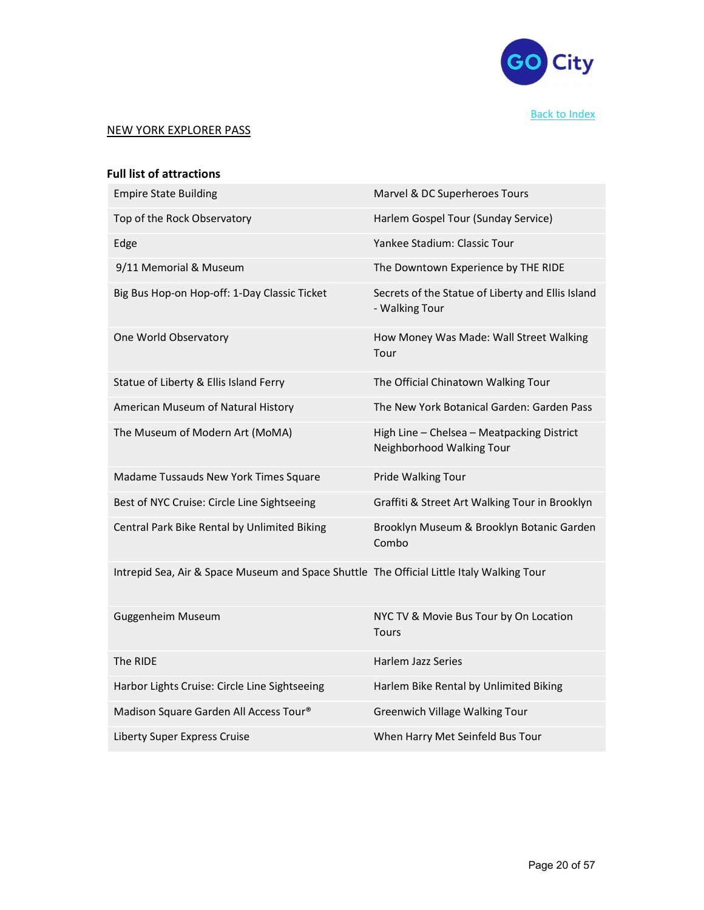Back to Index

NEW YORK EXPLORER PASS

**Full list of attractions**

| | |
|---|---|
| Empire State Building | Marvel & DC Superheroes Tours |
| Top of the Rock Observatory | Harlem Gospel Tour (Sunday Service) |
| Edge | Yankee Stadium: Classic Tour |
| 9/11 Memorial & Museum | The Downtown Experience by THE RIDE |
| Big Bus Hop-on Hop-off: 1-Day Classic Ticket | Secrets of the Statue of Liberty and Ellis Island - Walking Tour |
| One World Observatory | How Money Was Made: Wall Street Walking Tour |
| Statue of Liberty & Ellis Island Ferry | The Official Chinatown Walking Tour |
| American Museum of Natural History | The New York Botanical Garden: Garden Pass |
| The Museum of Modern Art (MoMA) | High Line – Chelsea – Meatpacking District Neighborhood Walking Tour |
| Madame Tussauds New York Times Square | Pride Walking Tour |
| Best of NYC Cruise: Circle Line Sightseeing | Graffiti & Street Art Walking Tour in Brooklyn |
| Central Park Bike Rental by Unlimited Biking | Brooklyn Museum & Brooklyn Botanic Garden Combo |
| Intrepid Sea, Air & Space Museum and Space Shuttle | The Official Little Italy Walking Tour |
| Guggenheim Museum | NYC TV & Movie Bus Tour by On Location Tours |
| The RIDE | Harlem Jazz Series |
| Harbor Lights Cruise: Circle Line Sightseeing | Harlem Bike Rental by Unlimited Biking |
| Madison Square Garden All Access Tour® | Greenwich Village Walking Tour |
| Liberty Super Express Cruise | When Harry Met Seinfeld Bus Tour |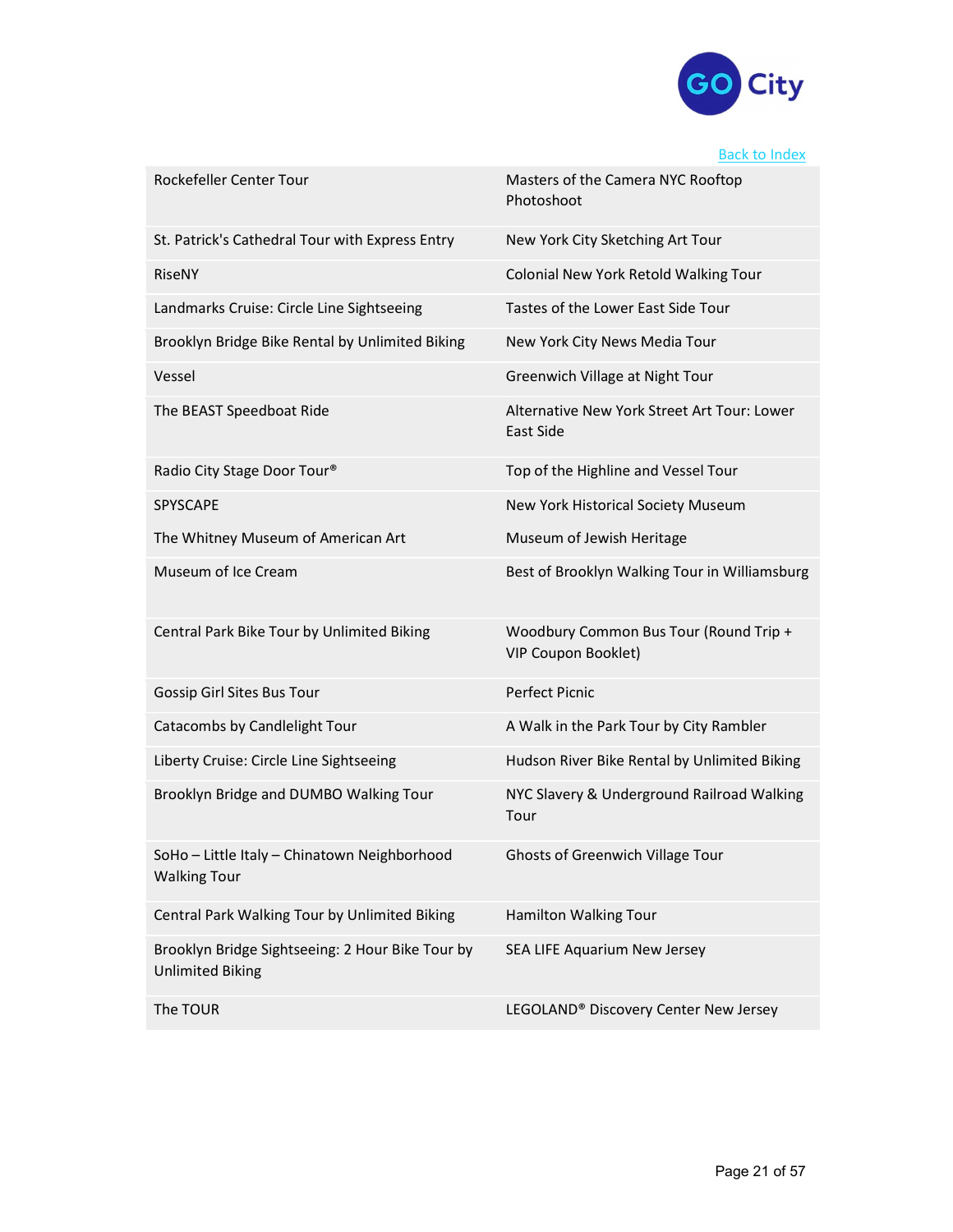[Back to Index]

| | |
|---|---|
| Rockefeller Center Tour | Masters of the Camera NYC Rooftop Photoshoot |
| St. Patrick's Cathedral Tour with Express Entry | New York City Sketching Art Tour |
| RiseNY | Colonial New York Retold Walking Tour |
| Landmarks Cruise: Circle Line Sightseeing | Tastes of the Lower East Side Tour |
| Brooklyn Bridge Bike Rental by Unlimited Biking | New York City News Media Tour |
| Vessel | Greenwich Village at Night Tour |
| The BEAST Speedboat Ride | Alternative New York Street Art Tour: Lower East Side |
| Radio City Stage Door Tour® | Top of the Highline and Vessel Tour |
| SPYSCAPE | New York Historical Society Museum |
| The Whitney Museum of American Art | Museum of Jewish Heritage |
| Museum of Ice Cream | Best of Brooklyn Walking Tour in Williamsburg |
| Central Park Bike Tour by Unlimited Biking | Woodbury Common Bus Tour (Round Trip + VIP Coupon Booklet) |
| Gossip Girl Sites Bus Tour | Perfect Picnic |
| Catacombs by Candlelight Tour | A Walk in the Park Tour by City Rambler |
| Liberty Cruise: Circle Line Sightseeing | Hudson River Bike Rental by Unlimited Biking |
| Brooklyn Bridge and DUMBO Walking Tour | NYC Slavery & Underground Railroad Walking Tour |
| SoHo – Little Italy – Chinatown Neighborhood Walking Tour | Ghosts of Greenwich Village Tour |
| Central Park Walking Tour by Unlimited Biking | Hamilton Walking Tour |
| Brooklyn Bridge Sightseeing: 2 Hour Bike Tour by Unlimited Biking | SEA LIFE Aquarium New Jersey |
| The TOUR | LEGOLAND® Discovery Center New Jersey |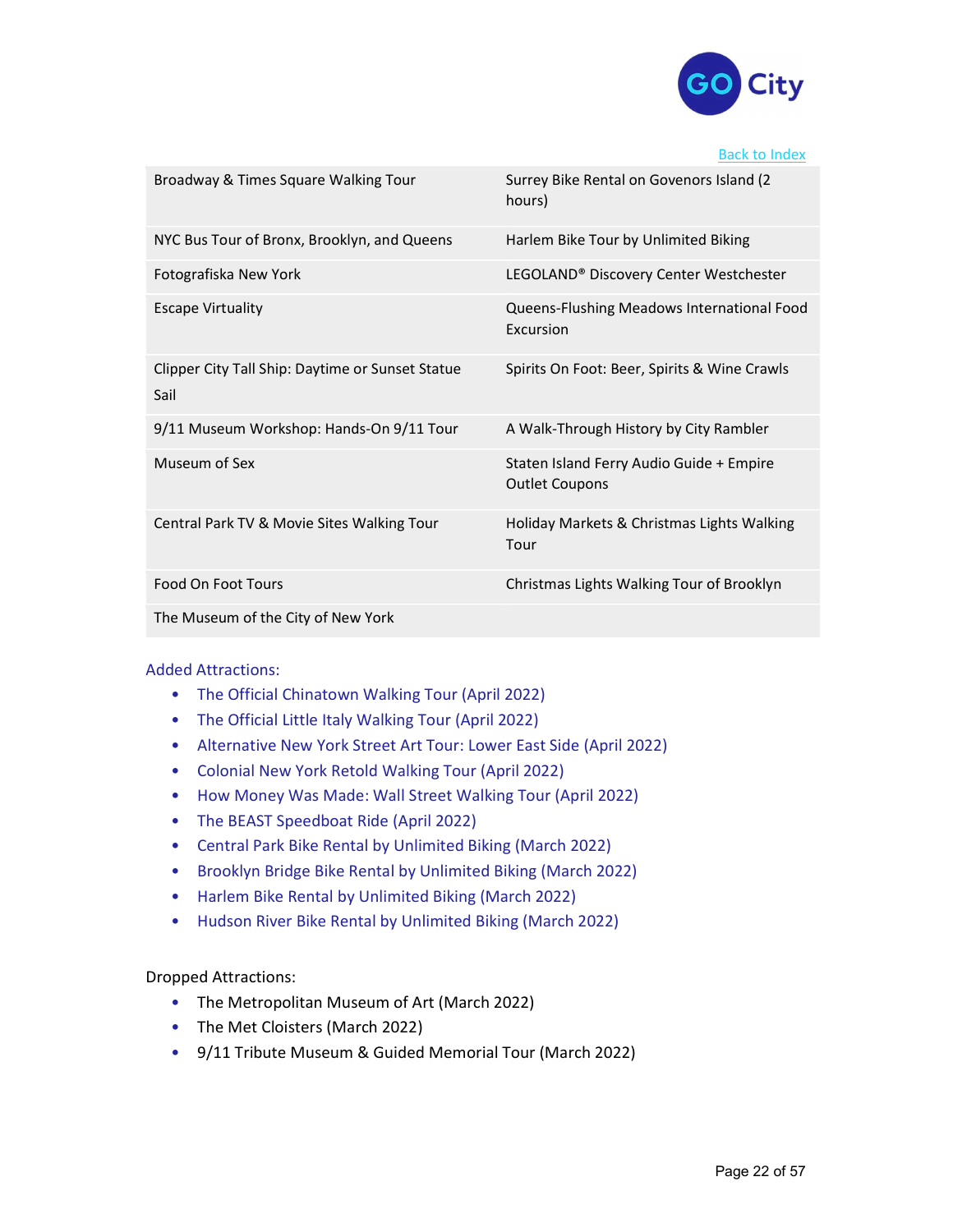[Back to Index]

| | |
|---|---|
| Broadway & Times Square Walking Tour | Surrey Bike Rental on Govenors Island (2 hours) |
| NYC Bus Tour of Bronx, Brooklyn, and Queens | Harlem Bike Tour by Unlimited Biking |
| Fotografiska New York | LEGOLAND® Discovery Center Westchester |
| Escape Virtuality | Queens-Flushing Meadows International Food Excursion |
| Clipper City Tall Ship: Daytime or Sunset Statue Sail | Spirits On Foot: Beer, Spirits & Wine Crawls |
| 9/11 Museum Workshop: Hands-On 9/11 Tour | A Walk-Through History by City Rambler |
| Museum of Sex | Staten Island Ferry Audio Guide + Empire Outlet Coupons |
| Central Park TV & Movie Sites Walking Tour | Holiday Markets & Christmas Lights Walking Tour |
| Food On Foot Tours | Christmas Lights Walking Tour of Brooklyn |
| The Museum of the City of New York | |

Added Attractions:

- The Official Chinatown Walking Tour (April 2022)
- The Official Little Italy Walking Tour (April 2022)
- Alternative New York Street Art Tour: Lower East Side (April 2022)
- Colonial New York Retold Walking Tour (April 2022)
- How Money Was Made: Wall Street Walking Tour (April 2022)
- The BEAST Speedboat Ride (April 2022)
- Central Park Bike Rental by Unlimited Biking (March 2022)
- Brooklyn Bridge Bike Rental by Unlimited Biking (March 2022)
- Harlem Bike Rental by Unlimited Biking (March 2022)
- Hudson River Bike Rental by Unlimited Biking (March 2022)

Dropped Attractions:

- The Metropolitan Museum of Art (March 2022)
- The Met Cloisters (March 2022)
- 9/11 Tribute Museum & Guided Memorial Tour (March 2022)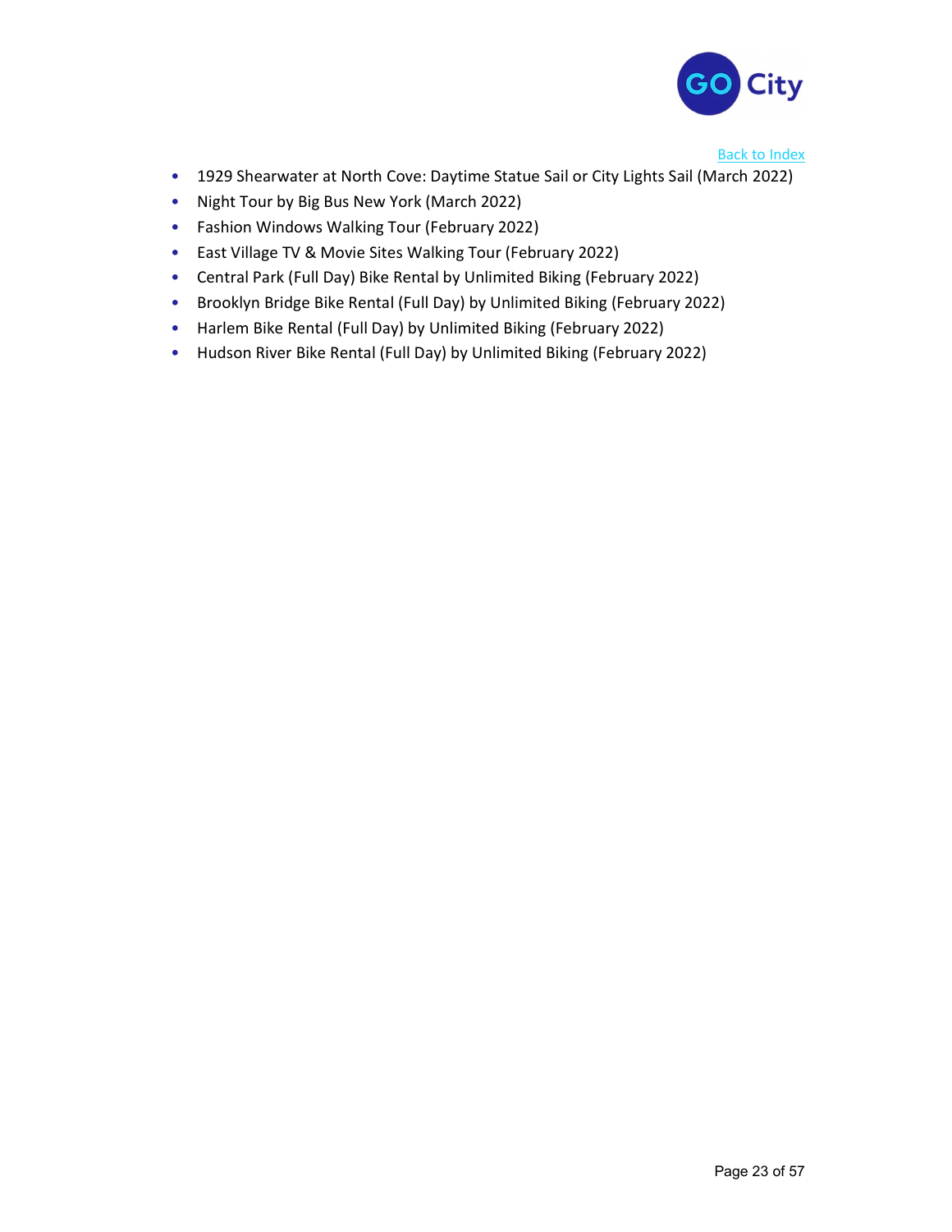[Back to Index]

- 1929 Shearwater at North Cove: Daytime Statue Sail or City Lights Sail (March 2022)
- Night Tour by Big Bus New York (March 2022)
- Fashion Windows Walking Tour (February 2022)
- East Village TV & Movie Sites Walking Tour (February 2022)
- Central Park (Full Day) Bike Rental by Unlimited Biking (February 2022)
- Brooklyn Bridge Bike Rental (Full Day) by Unlimited Biking (February 2022)
- Harlem Bike Rental (Full Day) by Unlimited Biking (February 2022)
- Hudson River Bike Rental (Full Day) by Unlimited Biking (February 2022)